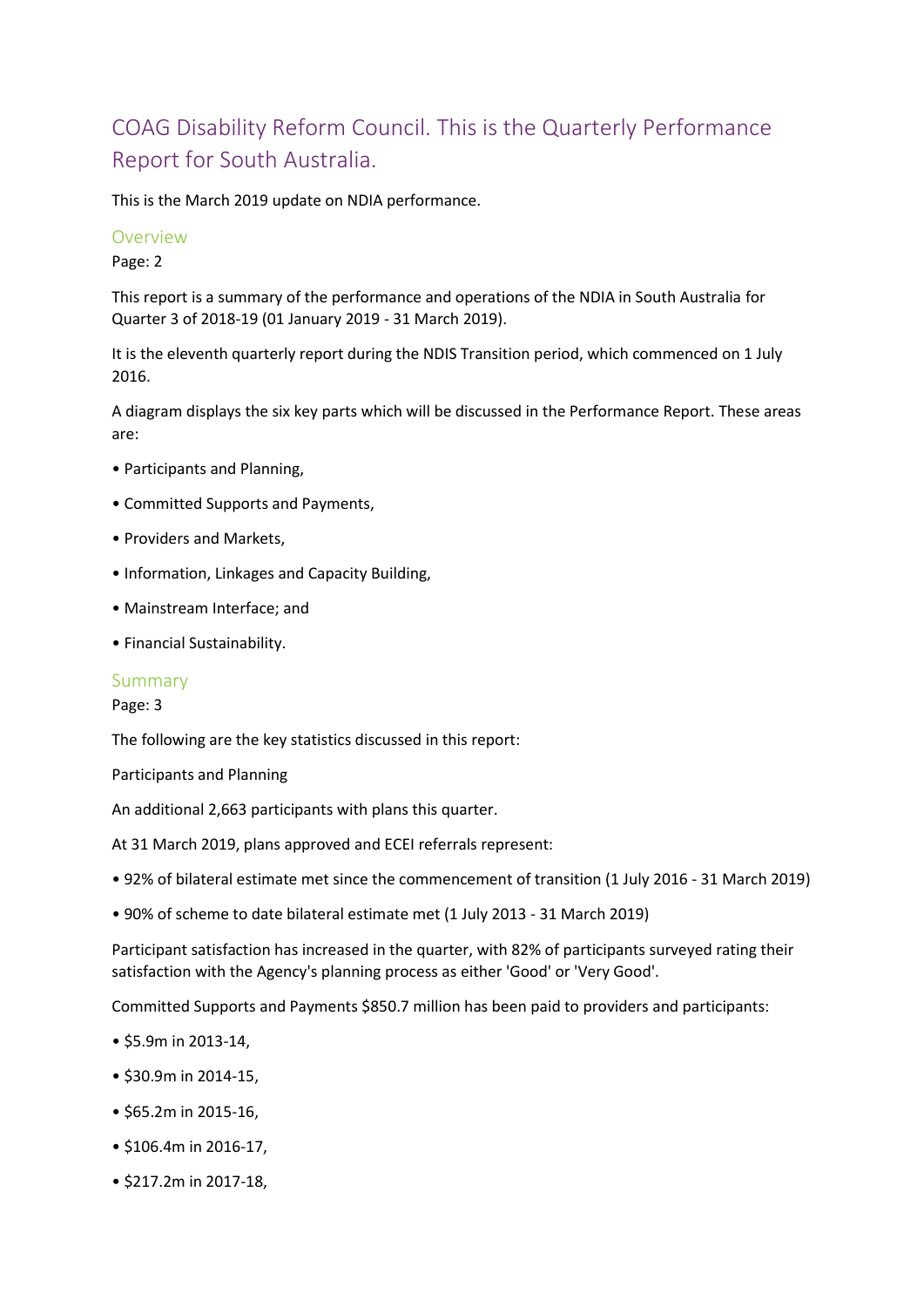# COAG Disability Reform Council. This is the Quarterly Performance Report for South Australia.

This is the March 2019 update on NDIA performance.

## Overview

Page: 2

This report is a summary of the performance and operations of the NDIA in South Australia for Quarter 3 of 2018-19 (01 January 2019 - 31 March 2019).

It is the eleventh quarterly report during the NDIS Transition period, which commenced on 1 July 2016.

A diagram displays the six key parts which will be discussed in the Performance Report. These areas are:

• Participants and Planning,

• Committed Supports and Payments,

• Providers and Markets,

• Information, Linkages and Capacity Building,

• Mainstream Interface; and

• Financial Sustainability.

## Summary

Page: 3

The following are the key statistics discussed in this report:

Participants and Planning

An additional 2,663 participants with plans this quarter.

At 31 March 2019, plans approved and ECEI referrals represent:

• 92% of bilateral estimate met since the commencement of transition (1 July 2016 - 31 March 2019)

• 90% of scheme to date bilateral estimate met (1 July 2013 - 31 March 2019)

Participant satisfaction has increased in the quarter, with 82% of participants surveyed rating their satisfaction with the Agency's planning process as either 'Good' or 'Very Good'.

Committed Supports and Payments $850.7 million has been paid to providers and participants:

• $5.9m in 2013-14,

• $30.9m in 2014-15,

• $65.2m in 2015-16,

• $106.4m in 2016-17,

• $217.2m in 2017-18,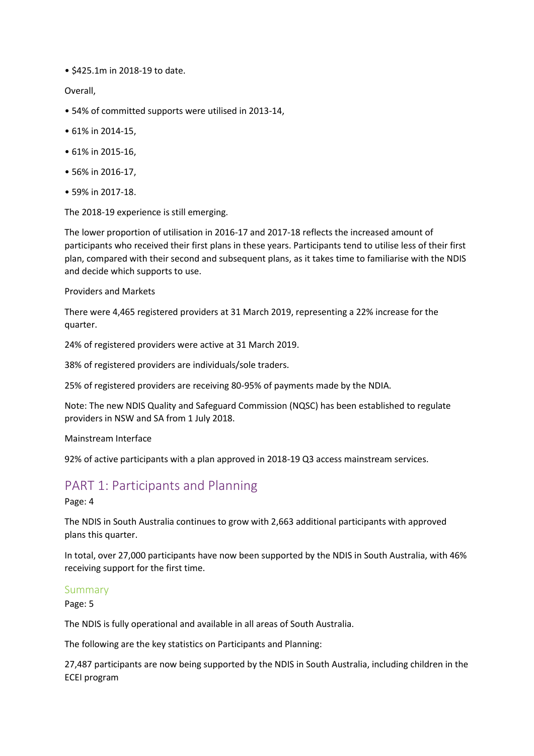- $425.1m in 2018-19 to date.

Overall,

- 54% of committed supports were utilised in 2013-14,
- 61% in 2014-15,
- 61% in 2015-16,
- 56% in 2016-17,
- 59% in 2017-18.

The 2018-19 experience is still emerging.

The lower proportion of utilisation in 2016-17 and 2017-18 reflects the increased amount of participants who received their first plans in these years. Participants tend to utilise less of their first plan, compared with their second and subsequent plans, as it takes time to familiarise with the NDIS and decide which supports to use.

Providers and Markets

There were 4,465 registered providers at 31 March 2019, representing a 22% increase for the quarter.

24% of registered providers were active at 31 March 2019.

38% of registered providers are individuals/sole traders.

25% of registered providers are receiving 80-95% of payments made by the NDIA.

Note: The new NDIS Quality and Safeguard Commission (NQSC) has been established to regulate providers in NSW and SA from 1 July 2018.

Mainstream Interface

92% of active participants with a plan approved in 2018-19 Q3 access mainstream services.

## PART 1: Participants and Planning

Page: 4

The NDIS in South Australia continues to grow with 2,663 additional participants with approved plans this quarter.

In total, over 27,000 participants have now been supported by the NDIS in South Australia, with 46% receiving support for the first time.

### Summary

Page: 5

The NDIS is fully operational and available in all areas of South Australia.

The following are the key statistics on Participants and Planning:

27,487 participants are now being supported by the NDIS in South Australia, including children in the ECEI program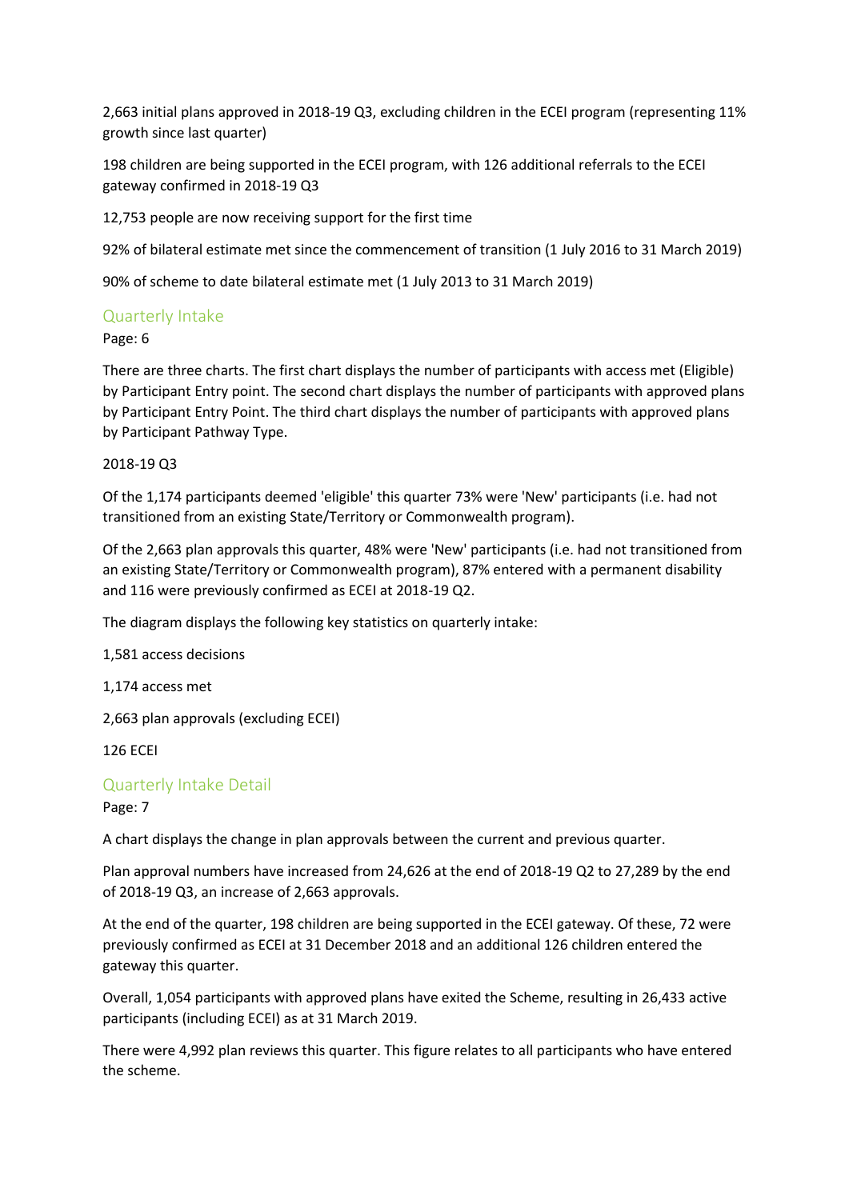2,663 initial plans approved in 2018-19 Q3, excluding children in the ECEI program (representing 11% growth since last quarter)

198 children are being supported in the ECEI program, with 126 additional referrals to the ECEI gateway confirmed in 2018-19 Q3

12,753 people are now receiving support for the first time

92% of bilateral estimate met since the commencement of transition (1 July 2016 to 31 March 2019)

90% of scheme to date bilateral estimate met (1 July 2013 to 31 March 2019)

## Quarterly Intake

Page: 6

There are three charts. The first chart displays the number of participants with access met (Eligible) by Participant Entry point. The second chart displays the number of participants with approved plans by Participant Entry Point. The third chart displays the number of participants with approved plans by Participant Pathway Type.

2018-19 Q3

Of the 1,174 participants deemed 'eligible' this quarter 73% were 'New' participants (i.e. had not transitioned from an existing State/Territory or Commonwealth program).

Of the 2,663 plan approvals this quarter, 48% were 'New' participants (i.e. had not transitioned from an existing State/Territory or Commonwealth program), 87% entered with a permanent disability and 116 were previously confirmed as ECEI at 2018-19 Q2.

The diagram displays the following key statistics on quarterly intake:

1,581 access decisions

1,174 access met

2,663 plan approvals (excluding ECEI)

126 ECEI

## Quarterly Intake Detail

Page: 7

A chart displays the change in plan approvals between the current and previous quarter.

Plan approval numbers have increased from 24,626 at the end of 2018-19 Q2 to 27,289 by the end of 2018-19 Q3, an increase of 2,663 approvals.

At the end of the quarter, 198 children are being supported in the ECEI gateway. Of these, 72 were previously confirmed as ECEI at 31 December 2018 and an additional 126 children entered the gateway this quarter.

Overall, 1,054 participants with approved plans have exited the Scheme, resulting in 26,433 active participants (including ECEI) as at 31 March 2019.

There were 4,992 plan reviews this quarter. This figure relates to all participants who have entered the scheme.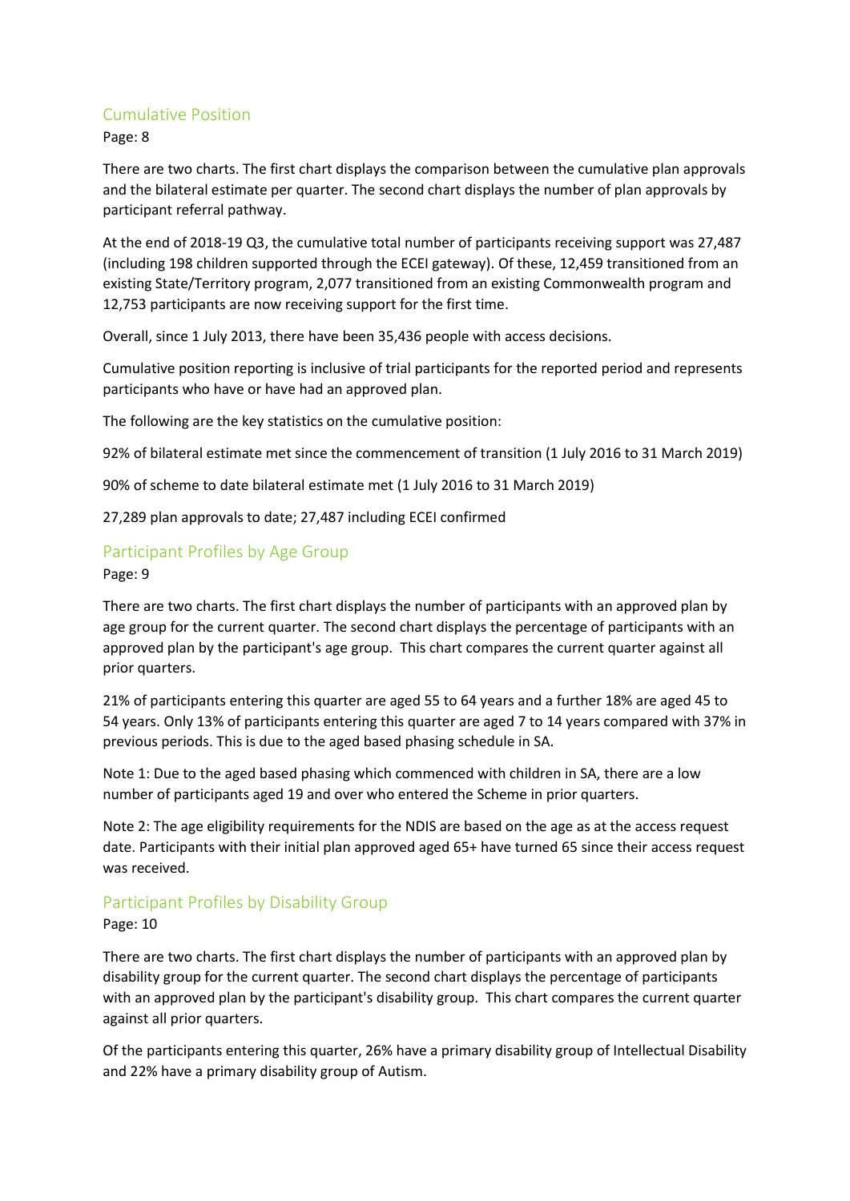## Cumulative Position

Page: 8

There are two charts. The first chart displays the comparison between the cumulative plan approvals and the bilateral estimate per quarter. The second chart displays the number of plan approvals by participant referral pathway.

At the end of 2018-19 Q3, the cumulative total number of participants receiving support was 27,487 (including 198 children supported through the ECEI gateway). Of these, 12,459 transitioned from an existing State/Territory program, 2,077 transitioned from an existing Commonwealth program and 12,753 participants are now receiving support for the first time.

Overall, since 1 July 2013, there have been 35,436 people with access decisions.

Cumulative position reporting is inclusive of trial participants for the reported period and represents participants who have or have had an approved plan.

The following are the key statistics on the cumulative position:

92% of bilateral estimate met since the commencement of transition (1 July 2016 to 31 March 2019)

90% of scheme to date bilateral estimate met (1 July 2016 to 31 March 2019)

27,289 plan approvals to date; 27,487 including ECEI confirmed

## Participant Profiles by Age Group

Page: 9

There are two charts. The first chart displays the number of participants with an approved plan by age group for the current quarter. The second chart displays the percentage of participants with an approved plan by the participant's age group. This chart compares the current quarter against all prior quarters.

21% of participants entering this quarter are aged 55 to 64 years and a further 18% are aged 45 to 54 years. Only 13% of participants entering this quarter are aged 7 to 14 years compared with 37% in previous periods. This is due to the aged based phasing schedule in SA.

Note 1: Due to the aged based phasing which commenced with children in SA, there are a low number of participants aged 19 and over who entered the Scheme in prior quarters.

Note 2: The age eligibility requirements for the NDIS are based on the age as at the access request date. Participants with their initial plan approved aged 65+ have turned 65 since their access request was received.

## Participant Profiles by Disability Group

Page: 10

There are two charts. The first chart displays the number of participants with an approved plan by disability group for the current quarter. The second chart displays the percentage of participants with an approved plan by the participant's disability group. This chart compares the current quarter against all prior quarters.

Of the participants entering this quarter, 26% have a primary disability group of Intellectual Disability and 22% have a primary disability group of Autism.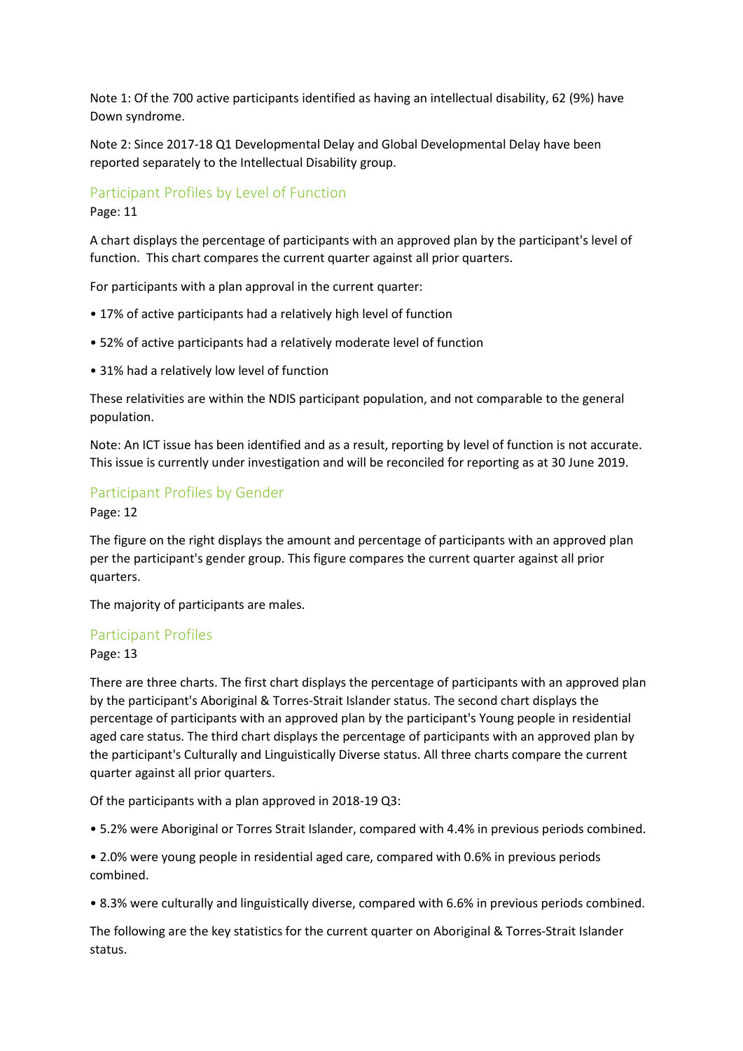Note 1: Of the 700 active participants identified as having an intellectual disability, 62 (9%) have Down syndrome.

Note 2: Since 2017-18 Q1 Developmental Delay and Global Developmental Delay have been reported separately to the Intellectual Disability group.

## Participant Profiles by Level of Function

Page: 11

A chart displays the percentage of participants with an approved plan by the participant's level of function. This chart compares the current quarter against all prior quarters.

For participants with a plan approval in the current quarter:

• 17% of active participants had a relatively high level of function

• 52% of active participants had a relatively moderate level of function

• 31% had a relatively low level of function

These relativities are within the NDIS participant population, and not comparable to the general population.

Note: An ICT issue has been identified and as a result, reporting by level of function is not accurate. This issue is currently under investigation and will be reconciled for reporting as at 30 June 2019.

## Participant Profiles by Gender

Page: 12

The figure on the right displays the amount and percentage of participants with an approved plan per the participant's gender group. This figure compares the current quarter against all prior quarters.

The majority of participants are males.

## Participant Profiles

Page: 13

There are three charts. The first chart displays the percentage of participants with an approved plan by the participant's Aboriginal & Torres-Strait Islander status. The second chart displays the percentage of participants with an approved plan by the participant's Young people in residential aged care status. The third chart displays the percentage of participants with an approved plan by the participant's Culturally and Linguistically Diverse status. All three charts compare the current quarter against all prior quarters.

Of the participants with a plan approved in 2018-19 Q3:

• 5.2% were Aboriginal or Torres Strait Islander, compared with 4.4% in previous periods combined.

• 2.0% were young people in residential aged care, compared with 0.6% in previous periods combined.

• 8.3% were culturally and linguistically diverse, compared with 6.6% in previous periods combined.

The following are the key statistics for the current quarter on Aboriginal & Torres-Strait Islander status.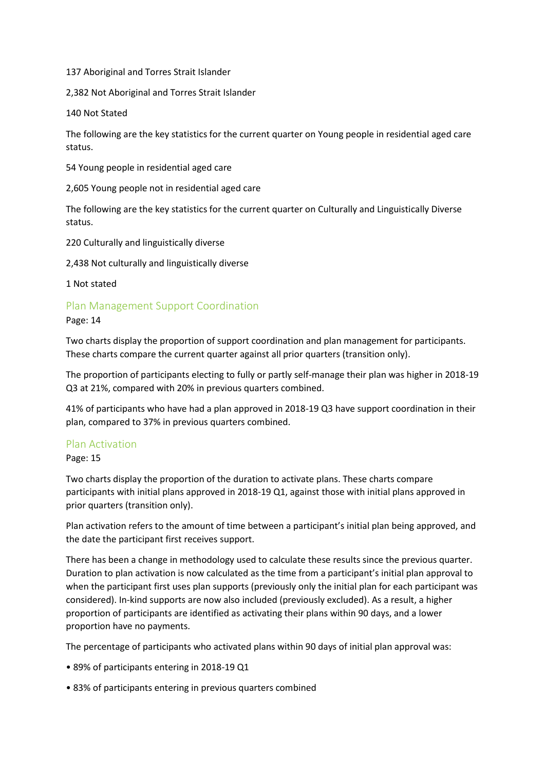137 Aboriginal and Torres Strait Islander

2,382 Not Aboriginal and Torres Strait Islander

140 Not Stated

The following are the key statistics for the current quarter on Young people in residential aged care status.

54 Young people in residential aged care

2,605 Young people not in residential aged care

The following are the key statistics for the current quarter on Culturally and Linguistically Diverse status.

220 Culturally and linguistically diverse

2,438 Not culturally and linguistically diverse

1 Not stated

## Plan Management Support Coordination

Page: 14

Two charts display the proportion of support coordination and plan management for participants. These charts compare the current quarter against all prior quarters (transition only).

The proportion of participants electing to fully or partly self-manage their plan was higher in 2018-19 Q3 at 21%, compared with 20% in previous quarters combined.

41% of participants who have had a plan approved in 2018-19 Q3 have support coordination in their plan, compared to 37% in previous quarters combined.

## Plan Activation

Page: 15

Two charts display the proportion of the duration to activate plans. These charts compare participants with initial plans approved in 2018-19 Q1, against those with initial plans approved in prior quarters (transition only).

Plan activation refers to the amount of time between a participant's initial plan being approved, and the date the participant first receives support.

There has been a change in methodology used to calculate these results since the previous quarter. Duration to plan activation is now calculated as the time from a participant's initial plan approval to when the participant first uses plan supports (previously only the initial plan for each participant was considered). In-kind supports are now also included (previously excluded). As a result, a higher proportion of participants are identified as activating their plans within 90 days, and a lower proportion have no payments.

The percentage of participants who activated plans within 90 days of initial plan approval was:

- 89% of participants entering in 2018-19 Q1
- 83% of participants entering in previous quarters combined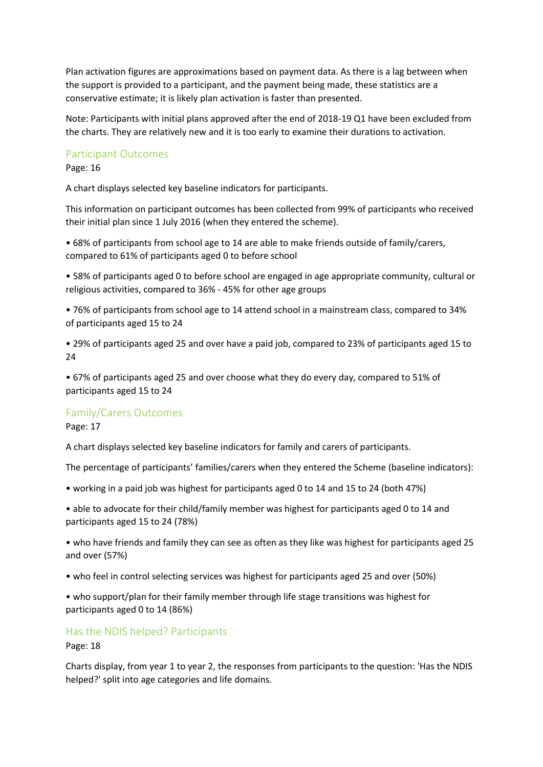Plan activation figures are approximations based on payment data. As there is a lag between when the support is provided to a participant, and the payment being made, these statistics are a conservative estimate; it is likely plan activation is faster than presented.

Note: Participants with initial plans approved after the end of 2018-19 Q1 have been excluded from the charts. They are relatively new and it is too early to examine their durations to activation.

## Participant Outcomes

Page: 16

A chart displays selected key baseline indicators for participants.

This information on participant outcomes has been collected from 99% of participants who received their initial plan since 1 July 2016 (when they entered the scheme).

• 68% of participants from school age to 14 are able to make friends outside of family/carers, compared to 61% of participants aged 0 to before school

• 58% of participants aged 0 to before school are engaged in age appropriate community, cultural or religious activities, compared to 36% - 45% for other age groups

• 76% of participants from school age to 14 attend school in a mainstream class, compared to 34% of participants aged 15 to 24

• 29% of participants aged 25 and over have a paid job, compared to 23% of participants aged 15 to 24

• 67% of participants aged 25 and over choose what they do every day, compared to 51% of participants aged 15 to 24

## Family/Carers Outcomes

Page: 17

A chart displays selected key baseline indicators for family and carers of participants.

The percentage of participants' families/carers when they entered the Scheme (baseline indicators):

• working in a paid job was highest for participants aged 0 to 14 and 15 to 24 (both 47%)

• able to advocate for their child/family member was highest for participants aged 0 to 14 and participants aged 15 to 24 (78%)

• who have friends and family they can see as often as they like was highest for participants aged 25 and over (57%)

• who feel in control selecting services was highest for participants aged 25 and over (50%)

• who support/plan for their family member through life stage transitions was highest for participants aged 0 to 14 (86%)

## Has the NDIS helped? Participants

Page: 18

Charts display, from year 1 to year 2, the responses from participants to the question: 'Has the NDIS helped?' split into age categories and life domains.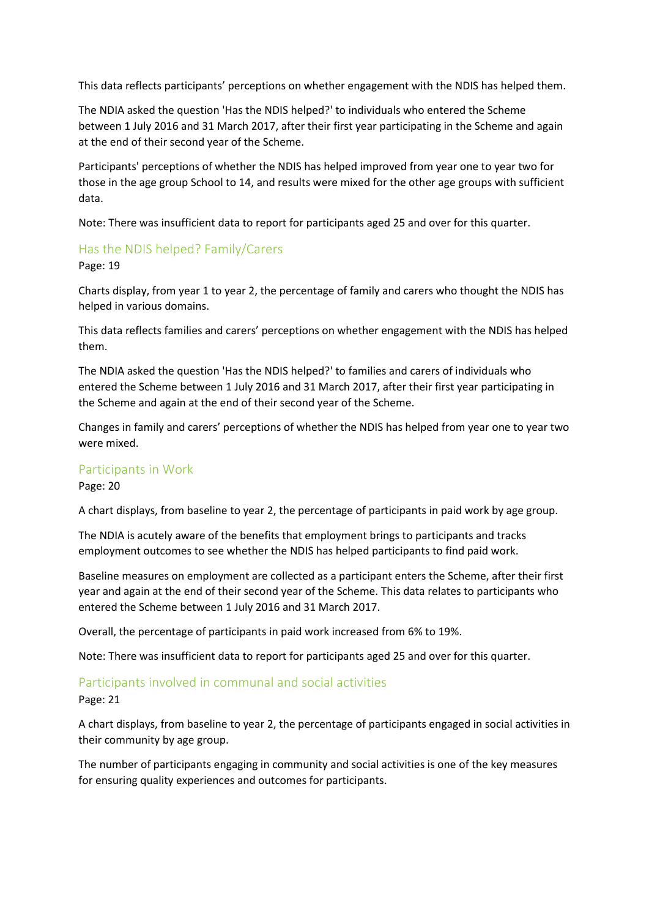This data reflects participants' perceptions on whether engagement with the NDIS has helped them.

The NDIA asked the question 'Has the NDIS helped?' to individuals who entered the Scheme between 1 July 2016 and 31 March 2017, after their first year participating in the Scheme and again at the end of their second year of the Scheme.

Participants' perceptions of whether the NDIS has helped improved from year one to year two for those in the age group School to 14, and results were mixed for the other age groups with sufficient data.

Note: There was insufficient data to report for participants aged 25 and over for this quarter.

## Has the NDIS helped? Family/Carers

Page: 19

Charts display, from year 1 to year 2, the percentage of family and carers who thought the NDIS has helped in various domains.

This data reflects families and carers' perceptions on whether engagement with the NDIS has helped them.

The NDIA asked the question 'Has the NDIS helped?' to families and carers of individuals who entered the Scheme between 1 July 2016 and 31 March 2017, after their first year participating in the Scheme and again at the end of their second year of the Scheme.

Changes in family and carers' perceptions of whether the NDIS has helped from year one to year two were mixed.

## Participants in Work

Page: 20

A chart displays, from baseline to year 2, the percentage of participants in paid work by age group.

The NDIA is acutely aware of the benefits that employment brings to participants and tracks employment outcomes to see whether the NDIS has helped participants to find paid work.

Baseline measures on employment are collected as a participant enters the Scheme, after their first year and again at the end of their second year of the Scheme. This data relates to participants who entered the Scheme between 1 July 2016 and 31 March 2017.

Overall, the percentage of participants in paid work increased from 6% to 19%.

Note: There was insufficient data to report for participants aged 25 and over for this quarter.

## Participants involved in communal and social activities

Page: 21

A chart displays, from baseline to year 2, the percentage of participants engaged in social activities in their community by age group.

The number of participants engaging in community and social activities is one of the key measures for ensuring quality experiences and outcomes for participants.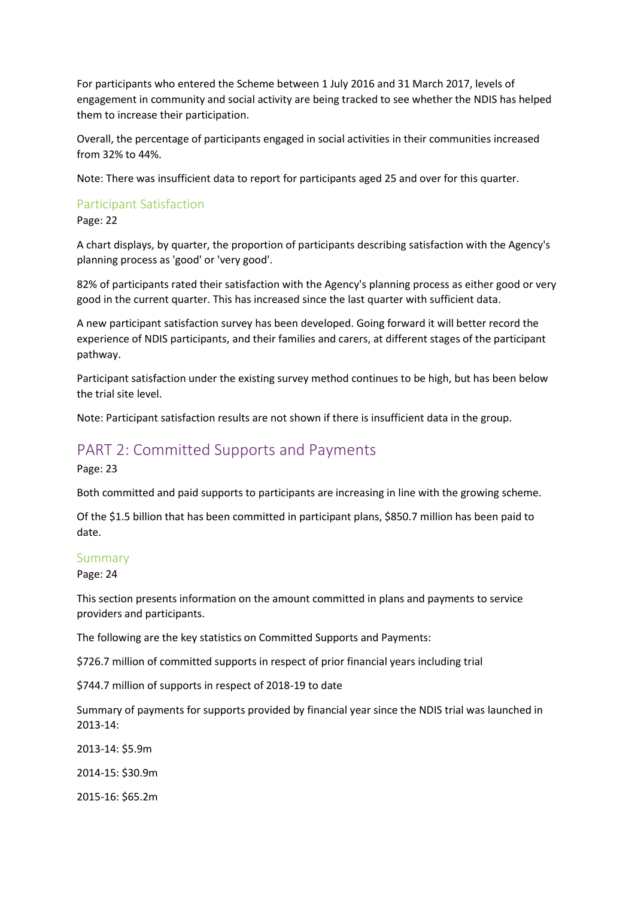For participants who entered the Scheme between 1 July 2016 and 31 March 2017, levels of engagement in community and social activity are being tracked to see whether the NDIS has helped them to increase their participation.

Overall, the percentage of participants engaged in social activities in their communities increased from 32% to 44%.

Note: There was insufficient data to report for participants aged 25 and over for this quarter.

### Participant Satisfaction

Page: 22

A chart displays, by quarter, the proportion of participants describing satisfaction with the Agency's planning process as 'good' or 'very good'.

82% of participants rated their satisfaction with the Agency's planning process as either good or very good in the current quarter. This has increased since the last quarter with sufficient data.

A new participant satisfaction survey has been developed. Going forward it will better record the experience of NDIS participants, and their families and carers, at different stages of the participant pathway.

Participant satisfaction under the existing survey method continues to be high, but has been below the trial site level.

Note: Participant satisfaction results are not shown if there is insufficient data in the group.

## PART 2: Committed Supports and Payments

Page: 23

Both committed and paid supports to participants are increasing in line with the growing scheme.

Of the $1.5 billion that has been committed in participant plans, $850.7 million has been paid to date.

### Summary

Page: 24

This section presents information on the amount committed in plans and payments to service providers and participants.

The following are the key statistics on Committed Supports and Payments:

$726.7 million of committed supports in respect of prior financial years including trial

$744.7 million of supports in respect of 2018-19 to date

Summary of payments for supports provided by financial year since the NDIS trial was launched in 2013-14:

2013-14: $5.9m

2014-15: $30.9m

2015-16: $65.2m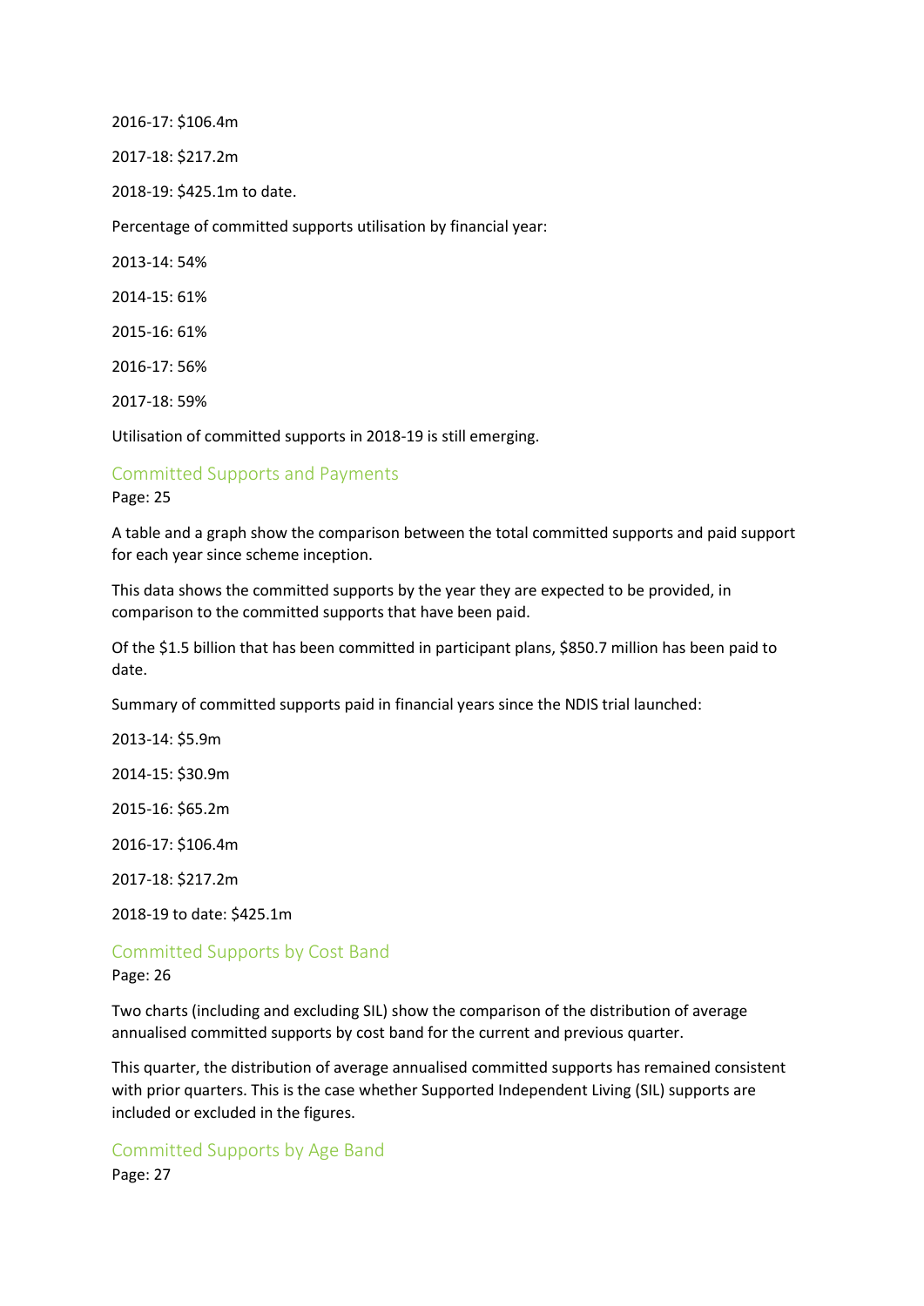2016-17: $106.4m

2017-18: $217.2m

2018-19: $425.1m to date.

Percentage of committed supports utilisation by financial year:

2013-14: 54%

2014-15: 61%

2015-16: 61%

2016-17: 56%

2017-18: 59%

Utilisation of committed supports in 2018-19 is still emerging.

## Committed Supports and Payments

Page: 25

A table and a graph show the comparison between the total committed supports and paid support for each year since scheme inception.

This data shows the committed supports by the year they are expected to be provided, in comparison to the committed supports that have been paid.

Of the $1.5 billion that has been committed in participant plans, $850.7 million has been paid to date.

Summary of committed supports paid in financial years since the NDIS trial launched:

2013-14: $5.9m

2014-15: $30.9m

2015-16: $65.2m

2016-17: $106.4m

2017-18: $217.2m

2018-19 to date: $425.1m

## Committed Supports by Cost Band

Page: 26

Two charts (including and excluding SIL) show the comparison of the distribution of average annualised committed supports by cost band for the current and previous quarter.

This quarter, the distribution of average annualised committed supports has remained consistent with prior quarters. This is the case whether Supported Independent Living (SIL) supports are included or excluded in the figures.

## Committed Supports by Age Band

Page: 27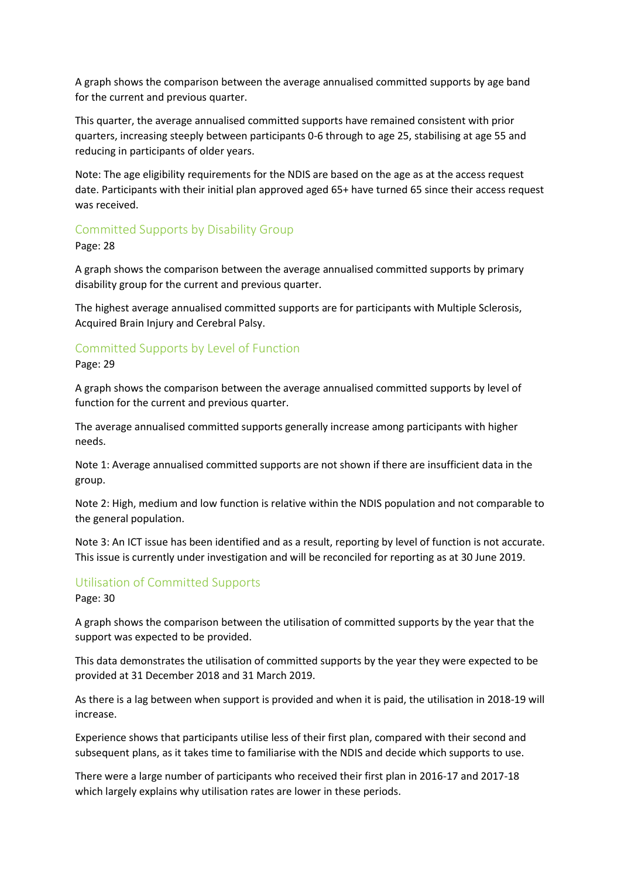A graph shows the comparison between the average annualised committed supports by age band for the current and previous quarter.

This quarter, the average annualised committed supports have remained consistent with prior quarters, increasing steeply between participants 0-6 through to age 25, stabilising at age 55 and reducing in participants of older years.

Note: The age eligibility requirements for the NDIS are based on the age as at the access request date. Participants with their initial plan approved aged 65+ have turned 65 since their access request was received.

## Committed Supports by Disability Group

Page: 28

A graph shows the comparison between the average annualised committed supports by primary disability group for the current and previous quarter.

The highest average annualised committed supports are for participants with Multiple Sclerosis, Acquired Brain Injury and Cerebral Palsy.

## Committed Supports by Level of Function

Page: 29

A graph shows the comparison between the average annualised committed supports by level of function for the current and previous quarter.

The average annualised committed supports generally increase among participants with higher needs.

Note 1: Average annualised committed supports are not shown if there are insufficient data in the group.

Note 2: High, medium and low function is relative within the NDIS population and not comparable to the general population.

Note 3: An ICT issue has been identified and as a result, reporting by level of function is not accurate. This issue is currently under investigation and will be reconciled for reporting as at 30 June 2019.

## Utilisation of Committed Supports

Page: 30

A graph shows the comparison between the utilisation of committed supports by the year that the support was expected to be provided.

This data demonstrates the utilisation of committed supports by the year they were expected to be provided at 31 December 2018 and 31 March 2019.

As there is a lag between when support is provided and when it is paid, the utilisation in 2018-19 will increase.

Experience shows that participants utilise less of their first plan, compared with their second and subsequent plans, as it takes time to familiarise with the NDIS and decide which supports to use.

There were a large number of participants who received their first plan in 2016-17 and 2017-18 which largely explains why utilisation rates are lower in these periods.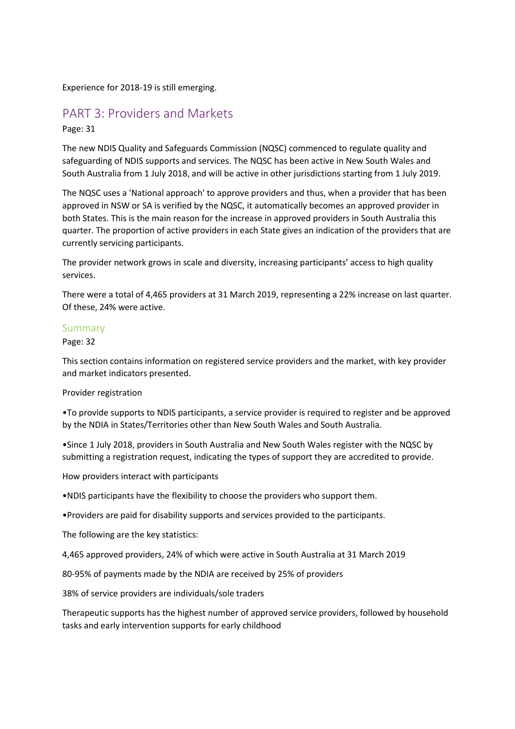Experience for 2018-19 is still emerging.

# PART 3: Providers and Markets

Page: 31

The new NDIS Quality and Safeguards Commission (NQSC) commenced to regulate quality and safeguarding of NDIS supports and services. The NQSC has been active in New South Wales and South Australia from 1 July 2018, and will be active in other jurisdictions starting from 1 July 2019.

The NQSC uses a 'National approach' to approve providers and thus, when a provider that has been approved in NSW or SA is verified by the NQSC, it automatically becomes an approved provider in both States. This is the main reason for the increase in approved providers in South Australia this quarter. The proportion of active providers in each State gives an indication of the providers that are currently servicing participants.

The provider network grows in scale and diversity, increasing participants' access to high quality services.

There were a total of 4,465 providers at 31 March 2019, representing a 22% increase on last quarter. Of these, 24% were active.

## Summary

Page: 32

This section contains information on registered service providers and the market, with key provider and market indicators presented.

Provider registration

- To provide supports to NDIS participants, a service provider is required to register and be approved by the NDIA in States/Territories other than New South Wales and South Australia.
- Since 1 July 2018, providers in South Australia and New South Wales register with the NQSC by submitting a registration request, indicating the types of support they are accredited to provide.

How providers interact with participants

- NDIS participants have the flexibility to choose the providers who support them.
- Providers are paid for disability supports and services provided to the participants.

The following are the key statistics:

4,465 approved providers, 24% of which were active in South Australia at 31 March 2019

80-95% of payments made by the NDIA are received by 25% of providers

38% of service providers are individuals/sole traders

Therapeutic supports has the highest number of approved service providers, followed by household tasks and early intervention supports for early childhood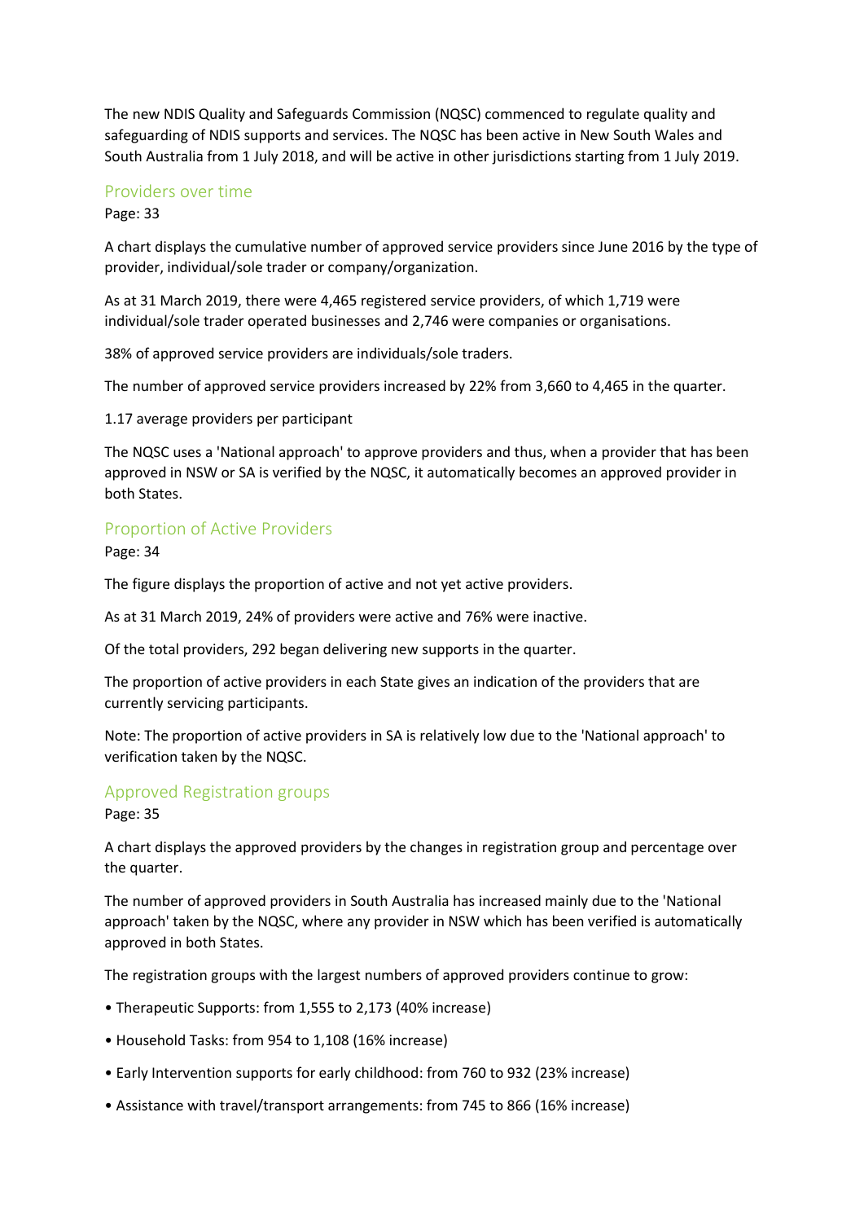The new NDIS Quality and Safeguards Commission (NQSC) commenced to regulate quality and safeguarding of NDIS supports and services. The NQSC has been active in New South Wales and South Australia from 1 July 2018, and will be active in other jurisdictions starting from 1 July 2019.

## Providers over time

Page: 33

A chart displays the cumulative number of approved service providers since June 2016 by the type of provider, individual/sole trader or company/organization.

As at 31 March 2019, there were 4,465 registered service providers, of which 1,719 were individual/sole trader operated businesses and 2,746 were companies or organisations.

38% of approved service providers are individuals/sole traders.

The number of approved service providers increased by 22% from 3,660 to 4,465 in the quarter.

1.17 average providers per participant

The NQSC uses a 'National approach' to approve providers and thus, when a provider that has been approved in NSW or SA is verified by the NQSC, it automatically becomes an approved provider in both States.

## Proportion of Active Providers

Page: 34

The figure displays the proportion of active and not yet active providers.

As at 31 March 2019, 24% of providers were active and 76% were inactive.

Of the total providers, 292 began delivering new supports in the quarter.

The proportion of active providers in each State gives an indication of the providers that are currently servicing participants.

Note: The proportion of active providers in SA is relatively low due to the 'National approach' to verification taken by the NQSC.

## Approved Registration groups

Page: 35

A chart displays the approved providers by the changes in registration group and percentage over the quarter.

The number of approved providers in South Australia has increased mainly due to the 'National approach' taken by the NQSC, where any provider in NSW which has been verified is automatically approved in both States.

The registration groups with the largest numbers of approved providers continue to grow:

- Therapeutic Supports: from 1,555 to 2,173 (40% increase)
- Household Tasks: from 954 to 1,108 (16% increase)
- Early Intervention supports for early childhood: from 760 to 932 (23% increase)
- Assistance with travel/transport arrangements: from 745 to 866 (16% increase)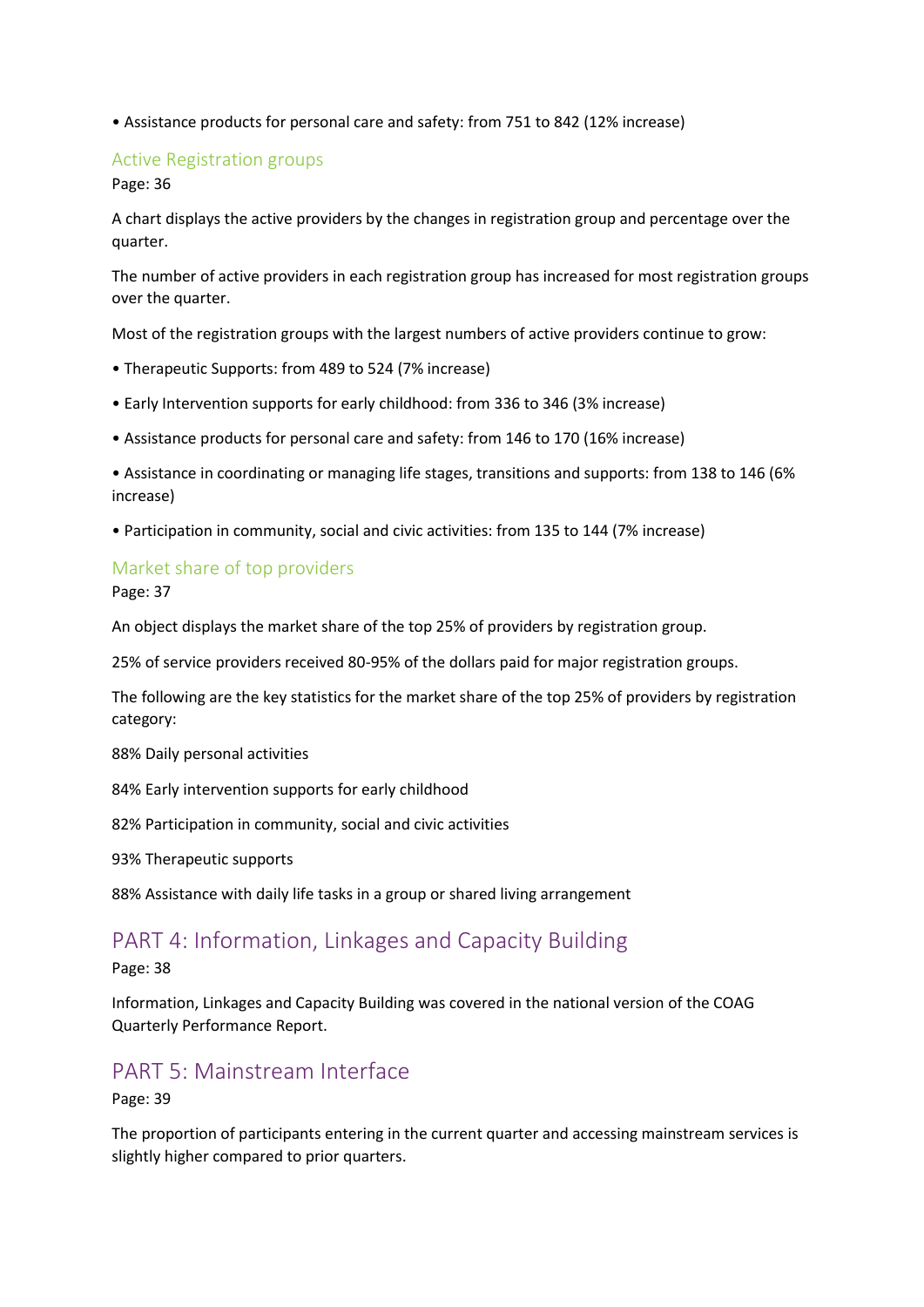• Assistance products for personal care and safety: from 751 to 842 (12% increase)

### Active Registration groups

Page: 36

A chart displays the active providers by the changes in registration group and percentage over the quarter.

The number of active providers in each registration group has increased for most registration groups over the quarter.

Most of the registration groups with the largest numbers of active providers continue to grow:

• Therapeutic Supports: from 489 to 524 (7% increase)

• Early Intervention supports for early childhood: from 336 to 346 (3% increase)

• Assistance products for personal care and safety: from 146 to 170 (16% increase)

• Assistance in coordinating or managing life stages, transitions and supports: from 138 to 146 (6% increase)

• Participation in community, social and civic activities: from 135 to 144 (7% increase)

### Market share of top providers

Page: 37

An object displays the market share of the top 25% of providers by registration group.

25% of service providers received 80-95% of the dollars paid for major registration groups.

The following are the key statistics for the market share of the top 25% of providers by registration category:

88% Daily personal activities

84% Early intervention supports for early childhood

82% Participation in community, social and civic activities

93% Therapeutic supports

88% Assistance with daily life tasks in a group or shared living arrangement

## PART 4: Information, Linkages and Capacity Building

Page: 38

Information, Linkages and Capacity Building was covered in the national version of the COAG Quarterly Performance Report.

## PART 5: Mainstream Interface

Page: 39

The proportion of participants entering in the current quarter and accessing mainstream services is slightly higher compared to prior quarters.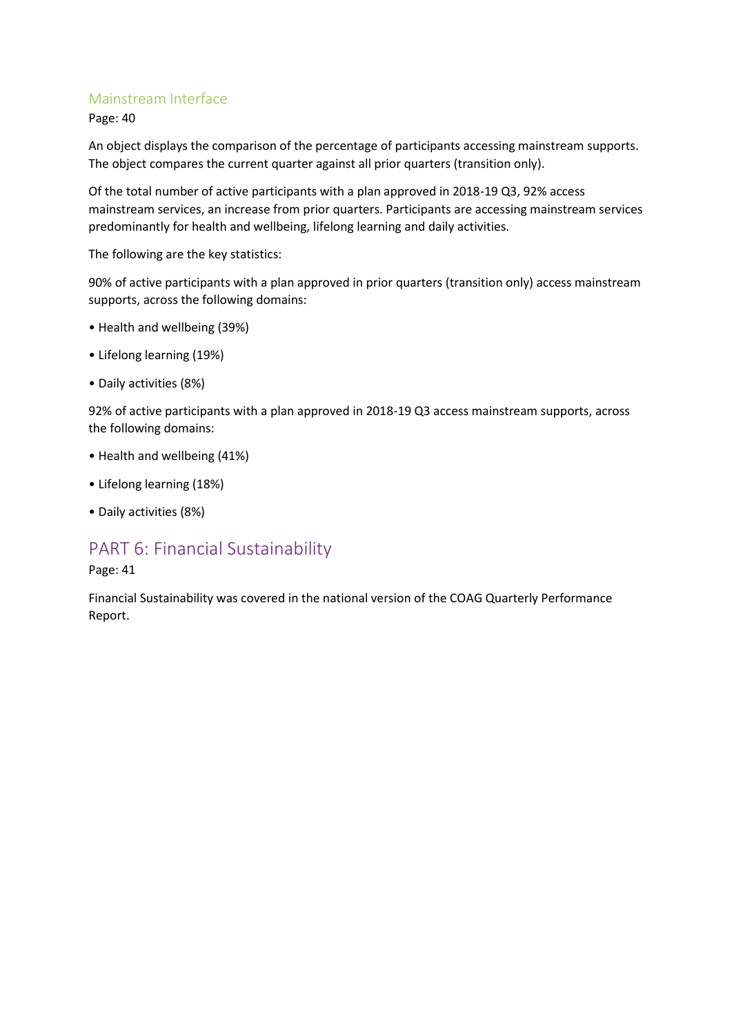### Mainstream Interface

Page: 40

An object displays the comparison of the percentage of participants accessing mainstream supports. The object compares the current quarter against all prior quarters (transition only).

Of the total number of active participants with a plan approved in 2018-19 Q3, 92% access mainstream services, an increase from prior quarters. Participants are accessing mainstream services predominantly for health and wellbeing, lifelong learning and daily activities.

The following are the key statistics:

90% of active participants with a plan approved in prior quarters (transition only) access mainstream supports, across the following domains:

- Health and wellbeing (39%)
- Lifelong learning (19%)
- Daily activities (8%)

92% of active participants with a plan approved in 2018-19 Q3 access mainstream supports, across the following domains:

- Health and wellbeing (41%)
- Lifelong learning (18%)
- Daily activities (8%)

## PART 6: Financial Sustainability

Page: 41

Financial Sustainability was covered in the national version of the COAG Quarterly Performance Report.